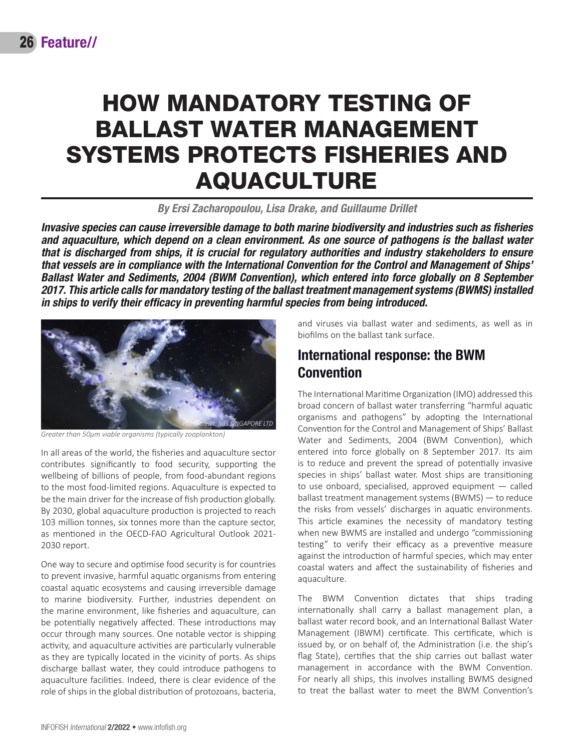# HOW MANDATORY TESTING OF BALLAST WATER MANAGEMENT SYSTEMS PROTECTS FISHERIES AND AQUACULTURE

***By Ersi Zacharopoulou, Lisa Drake, and Guillaume Drillet***

***Invasive species can cause irreversible damage to both marine biodiversity and industries such as fisheries and aquaculture, which depend on a clean environment. As one source of pathogens is the ballast water that is discharged from ships, it is crucial for regulatory authorities and industry stakeholders to ensure that vessels are in compliance with the International Convention for the Control and Management of Ships' Ballast Water and Sediments, 2004 (BWM Convention), which entered into force globally on 8 September 2017. This article calls for mandatory testing of the ballast treatment management systems (BWMS) installed in ships to verify their efficacy in preventing harmful species from being introduced.***

Photo credit: SGS SINGAPORE LTD

*Greater than 50µm viable organisms (typically zooplankton)*

In all areas of the world, the fisheries and aquaculture sector contributes significantly to food security, supporting the wellbeing of billions of people, from food-abundant regions to the most food-limited regions. Aquaculture is expected to be the main driver for the increase of fish production globally. By 2030, global aquaculture production is projected to reach 103 million tonnes, six tonnes more than the capture sector, as mentioned in the OECD-FAO Agricultural Outlook 2021-2030 report.

One way to secure and optimise food security is for countries to prevent invasive, harmful aquatic organisms from entering coastal aquatic ecosystems and causing irreversible damage to marine biodiversity. Further, industries dependent on the marine environment, like fisheries and aquaculture, can be potentially negatively affected. These introductions may occur through many sources. One notable vector is shipping activity, and aquaculture activities are particularly vulnerable as they are typically located in the vicinity of ports. As ships discharge ballast water, they could introduce pathogens to aquaculture facilities. Indeed, there is clear evidence of the role of ships in the global distribution of protozoans, bacteria, and viruses via ballast water and sediments, as well as in biofilms on the ballast tank surface.

## International response: the BWM Convention

The International Maritime Organization (IMO) addressed this broad concern of ballast water transferring "harmful aquatic organisms and pathogens" by adopting the International Convention for the Control and Management of Ships' Ballast Water and Sediments, 2004 (BWM Convention), which entered into force globally on 8 September 2017. Its aim is to reduce and prevent the spread of potentially invasive species in ships' ballast water. Most ships are transitioning to use onboard, specialised, approved equipment — called ballast treatment management systems (BWMS) — to reduce the risks from vessels' discharges in aquatic environments. This article examines the necessity of mandatory testing when new BWMS are installed and undergo "commissioning testing" to verify their efficacy as a preventive measure against the introduction of harmful species, which may enter coastal waters and affect the sustainability of fisheries and aquaculture.

The BWM Convention dictates that ships trading internationally shall carry a ballast management plan, a ballast water record book, and an International Ballast Water Management (IBWM) certificate. This certificate, which is issued by, or on behalf of, the Administration (i.e. the ship's flag State), certifies that the ship carries out ballast water management in accordance with the BWM Convention. For nearly all ships, this involves installing BWMS designed to treat the ballast water to meet the BWM Convention's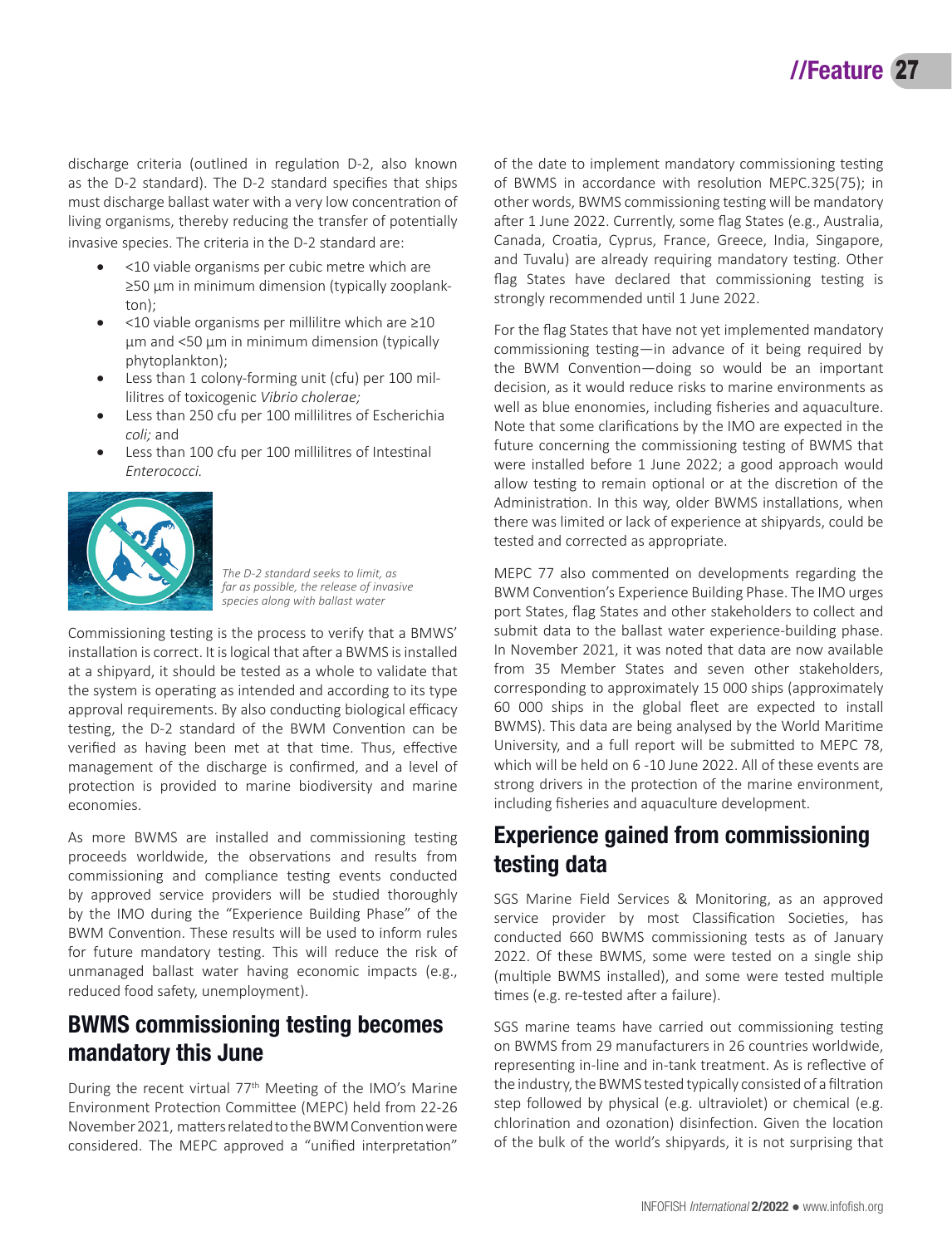discharge criteria (outlined in regulation D-2, also known as the D-2 standard). The D-2 standard specifies that ships must discharge ballast water with a very low concentration of living organisms, thereby reducing the transfer of potentially invasive species. The criteria in the D-2 standard are:

- <10 viable organisms per cubic metre which are ≥50 µm in minimum dimension (typically zooplankton);
- <10 viable organisms per millilitre which are ≥10 µm and <50 µm in minimum dimension (typically phytoplankton);
- Less than 1 colony-forming unit (cfu) per 100 millilitres of toxicogenic *Vibrio cholerae;*
- Less than 250 cfu per 100 millilitres of Escherichia *coli;* and
- Less than 100 cfu per 100 millilitres of Intestinal *Enterococci.*

*The D-2 standard seeks to limit, as far as possible, the release of invasive species along with ballast water*

Commissioning testing is the process to verify that a BMWS' installation is correct. It is logical that after a BWMS is installed at a shipyard, it should be tested as a whole to validate that the system is operating as intended and according to its type approval requirements. By also conducting biological efficacy testing, the D-2 standard of the BWM Convention can be verified as having been met at that time. Thus, effective management of the discharge is confirmed, and a level of protection is provided to marine biodiversity and marine economies.

As more BWMS are installed and commissioning testing proceeds worldwide, the observations and results from commissioning and compliance testing events conducted by approved service providers will be studied thoroughly by the IMO during the "Experience Building Phase" of the BWM Convention. These results will be used to inform rules for future mandatory testing. This will reduce the risk of unmanaged ballast water having economic impacts (e.g., reduced food safety, unemployment).

## BWMS commissioning testing becomes mandatory this June

During the recent virtual 77th Meeting of the IMO's Marine Environment Protection Committee (MEPC) held from 22-26 November 2021, matters related to the BWM Convention were considered. The MEPC approved a "unified interpretation" of the date to implement mandatory commissioning testing of BWMS in accordance with resolution MEPC.325(75); in other words, BWMS commissioning testing will be mandatory after 1 June 2022. Currently, some flag States (e.g., Australia, Canada, Croatia, Cyprus, France, Greece, India, Singapore, and Tuvalu) are already requiring mandatory testing. Other flag States have declared that commissioning testing is strongly recommended until 1 June 2022.

For the flag States that have not yet implemented mandatory commissioning testing—in advance of it being required by the BWM Convention—doing so would be an important decision, as it would reduce risks to marine environments as well as blue enonomies, including fisheries and aquaculture. Note that some clarifications by the IMO are expected in the future concerning the commissioning testing of BWMS that were installed before 1 June 2022; a good approach would allow testing to remain optional or at the discretion of the Administration. In this way, older BWMS installations, when there was limited or lack of experience at shipyards, could be tested and corrected as appropriate.

MEPC 77 also commented on developments regarding the BWM Convention's Experience Building Phase. The IMO urges port States, flag States and other stakeholders to collect and submit data to the ballast water experience-building phase. In November 2021, it was noted that data are now available from 35 Member States and seven other stakeholders, corresponding to approximately 15 000 ships (approximately 60 000 ships in the global fleet are expected to install BWMS). This data are being analysed by the World Maritime University, and a full report will be submitted to MEPC 78, which will be held on 6 -10 June 2022. All of these events are strong drivers in the protection of the marine environment, including fisheries and aquaculture development.

## Experience gained from commissioning testing data

SGS Marine Field Services & Monitoring, as an approved service provider by most Classification Societies, has conducted 660 BWMS commissioning tests as of January 2022. Of these BWMS, some were tested on a single ship (multiple BWMS installed), and some were tested multiple times (e.g. re-tested after a failure).

SGS marine teams have carried out commissioning testing on BWMS from 29 manufacturers in 26 countries worldwide, representing in-line and in-tank treatment. As is reflective of the industry, the BWMS tested typically consisted of a filtration step followed by physical (e.g. ultraviolet) or chemical (e.g. chlorination and ozonation) disinfection. Given the location of the bulk of the world's shipyards, it is not surprising that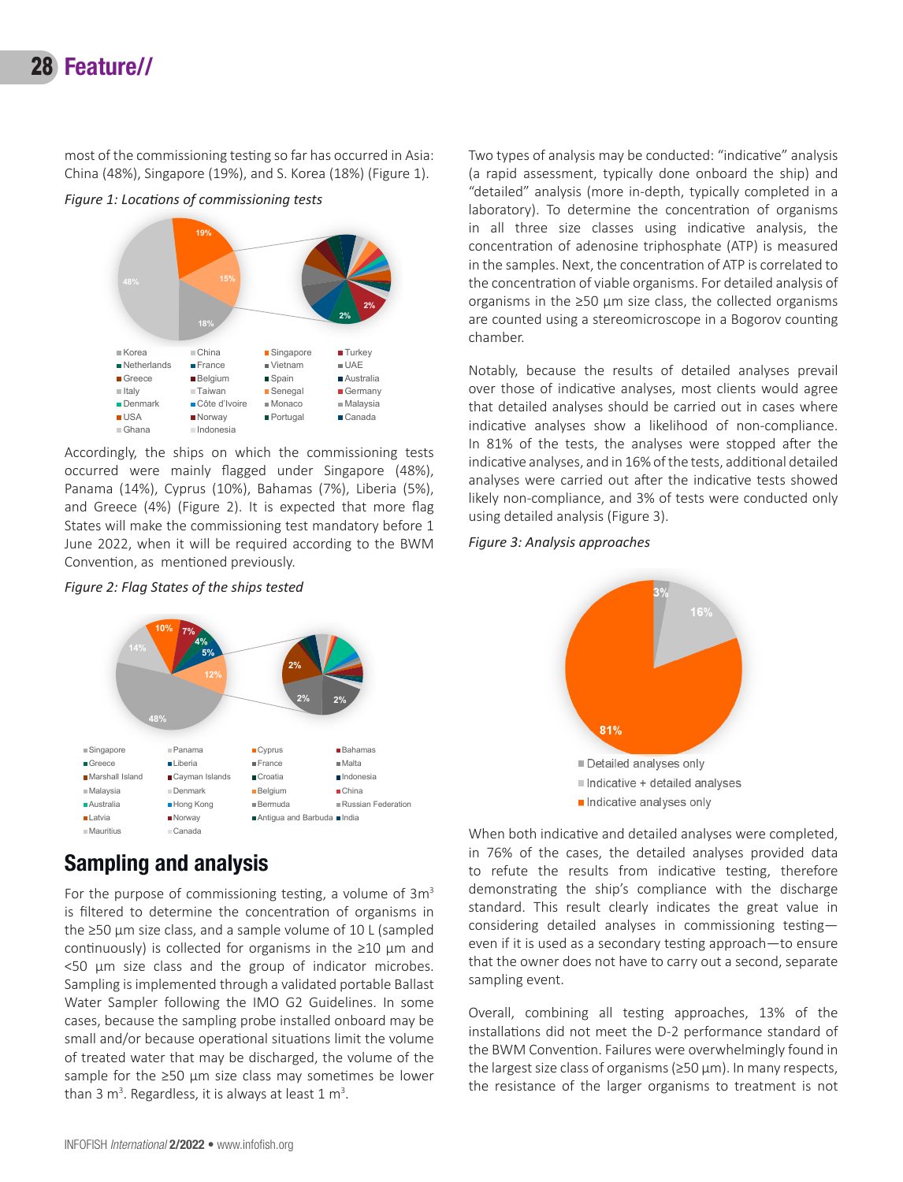most of the commissioning testing so far has occurred in Asia: China (48%), Singapore (19%), and S. Korea (18%) (Figure 1).

*Figure 1: Locations of commissioning tests*

Accordingly, the ships on which the commissioning tests occurred were mainly flagged under Singapore (48%), Panama (14%), Cyprus (10%), Bahamas (7%), Liberia (5%), and Greece (4%) (Figure 2). It is expected that more flag States will make the commissioning test mandatory before 1 June 2022, when it will be required according to the BWM Convention, as mentioned previously.

*Figure 2: Flag States of the ships tested*

## Sampling and analysis

For the purpose of commissioning testing, a volume of 3m$^3$ is filtered to determine the concentration of organisms in the ≥50 µm size class, and a sample volume of 10 L (sampled continuously) is collected for organisms in the ≥10 µm and <50 µm size class and the group of indicator microbes. Sampling is implemented through a validated portable Ballast Water Sampler following the IMO G2 Guidelines. In some cases, because the sampling probe installed onboard may be small and/or because operational situations limit the volume of treated water that may be discharged, the volume of the sample for the ≥50 µm size class may sometimes be lower than 3 m$^3$. Regardless, it is always at least 1 m$^3$.

Two types of analysis may be conducted: "indicative" analysis (a rapid assessment, typically done onboard the ship) and "detailed" analysis (more in-depth, typically completed in a laboratory). To determine the concentration of organisms in all three size classes using indicative analysis, the concentration of adenosine triphosphate (ATP) is measured in the samples. Next, the concentration of ATP is correlated to the concentration of viable organisms. For detailed analysis of organisms in the ≥50 µm size class, the collected organisms are counted using a stereomicroscope in a Bogorov counting chamber.

Notably, because the results of detailed analyses prevail over those of indicative analyses, most clients would agree that detailed analyses should be carried out in cases where indicative analyses show a likelihood of non-compliance. In 81% of the tests, the analyses were stopped after the indicative analyses, and in 16% of the tests, additional detailed analyses were carried out after the indicative tests showed likely non-compliance, and 3% of tests were conducted only using detailed analysis (Figure 3).

*Figure 3: Analysis approaches*

When both indicative and detailed analyses were completed, in 76% of the cases, the detailed analyses provided data to refute the results from indicative testing, therefore demonstrating the ship's compliance with the discharge standard. This result clearly indicates the great value in considering detailed analyses in commissioning testing—even if it is used as a secondary testing approach—to ensure that the owner does not have to carry out a second, separate sampling event.

Overall, combining all testing approaches, 13% of the installations did not meet the D-2 performance standard of the BWM Convention. Failures were overwhelmingly found in the largest size class of organisms (≥50 µm). In many respects, the resistance of the larger organisms to treatment is not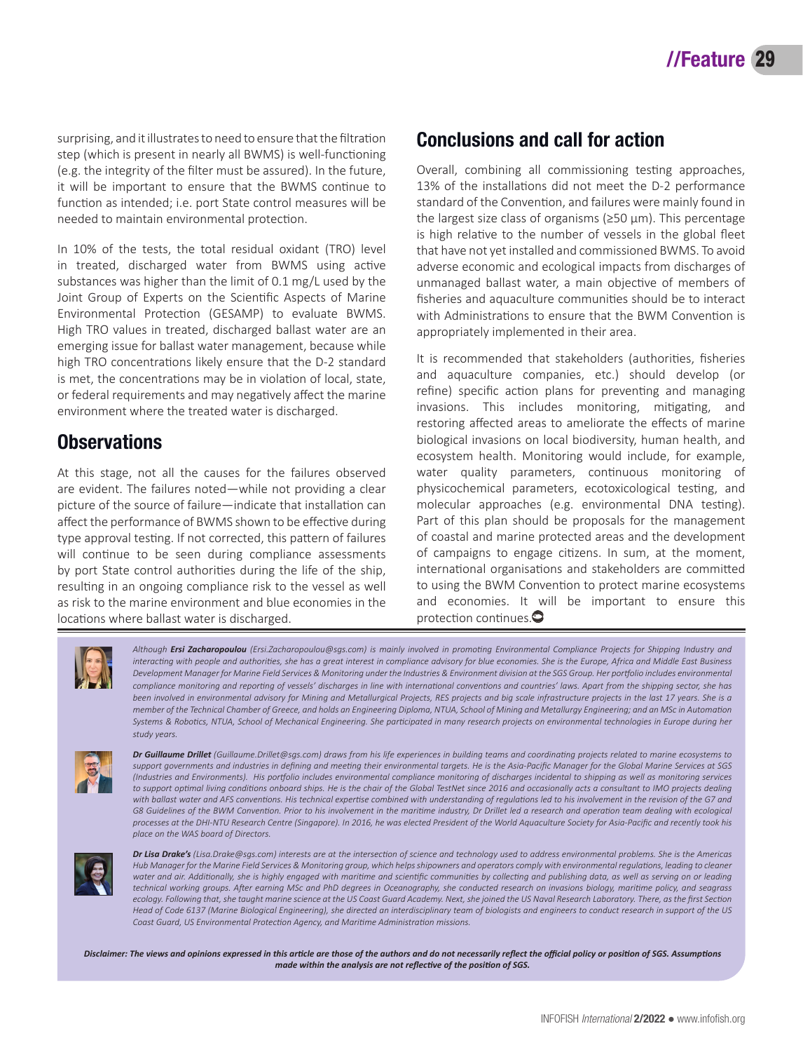surprising, and it illustrates to need to ensure that the filtration step (which is present in nearly all BWMS) is well-functioning (e.g. the integrity of the filter must be assured). In the future, it will be important to ensure that the BWMS continue to function as intended; i.e. port State control measures will be needed to maintain environmental protection.

In 10% of the tests, the total residual oxidant (TRO) level in treated, discharged water from BWMS using active substances was higher than the limit of 0.1 mg/L used by the Joint Group of Experts on the Scientific Aspects of Marine Environmental Protection (GESAMP) to evaluate BWMS. High TRO values in treated, discharged ballast water are an emerging issue for ballast water management, because while high TRO concentrations likely ensure that the D-2 standard is met, the concentrations may be in violation of local, state, or federal requirements and may negatively affect the marine environment where the treated water is discharged.

## Observations

At this stage, not all the causes for the failures observed are evident. The failures noted—while not providing a clear picture of the source of failure—indicate that installation can affect the performance of BWMS shown to be effective during type approval testing. If not corrected, this pattern of failures will continue to be seen during compliance assessments by port State control authorities during the life of the ship, resulting in an ongoing compliance risk to the vessel as well as risk to the marine environment and blue economies in the locations where ballast water is discharged.

## Conclusions and call for action

Overall, combining all commissioning testing approaches, 13% of the installations did not meet the D-2 performance standard of the Convention, and failures were mainly found in the largest size class of organisms (≥50 µm). This percentage is high relative to the number of vessels in the global fleet that have not yet installed and commissioned BWMS. To avoid adverse economic and ecological impacts from discharges of unmanaged ballast water, a main objective of members of fisheries and aquaculture communities should be to interact with Administrations to ensure that the BWM Convention is appropriately implemented in their area.

It is recommended that stakeholders (authorities, fisheries and aquaculture companies, etc.) should develop (or refine) specific action plans for preventing and managing invasions. This includes monitoring, mitigating, and restoring affected areas to ameliorate the effects of marine biological invasions on local biodiversity, human health, and ecosystem health. Monitoring would include, for example, water quality parameters, continuous monitoring of physicochemical parameters, ecotoxicological testing, and molecular approaches (e.g. environmental DNA testing). Part of this plan should be proposals for the management of coastal and marine protected areas and the development of campaigns to engage citizens. In sum, at the moment, international organisations and stakeholders are committed to using the BWM Convention to protect marine ecosystems and economies. It will be important to ensure this protection continues.

*Although **Ersi Zacharopoulou** (Ersi.Zacharopoulou@sgs.com) is mainly involved in promoting Environmental Compliance Projects for Shipping Industry and interacting with people and authorities, she has a great interest in compliance advisory for blue economies. She is the Europe, Africa and Middle East Business Development Manager for Marine Field Services & Monitoring under the Industries & Environment division at the SGS Group. Her portfolio includes environmental compliance monitoring and reporting of vessels' discharges in line with international conventions and countries' laws. Apart from the shipping sector, she has been involved in environmental advisory for Mining and Metallurgical Projects, RES projects and big scale infrastructure projects in the last 17 years. She is a member of the Technical Chamber of Greece, and holds an Engineering Diploma, NTUA, School of Mining and Metallurgy Engineering; and an MSc in Automation Systems & Robotics, NTUA, School of Mechanical Engineering. She participated in many research projects on environmental technologies in Europe during her study years.*

***Dr Guillaume Drillet** (Guillaume.Drillet@sgs.com) draws from his life experiences in building teams and coordinating projects related to marine ecosystems to support governments and industries in defining and meeting their environmental targets. He is the Asia-Pacific Manager for the Global Marine Services at SGS (Industries and Environments). His portfolio includes environmental compliance monitoring of discharges incidental to shipping as well as monitoring services to support optimal living conditions onboard ships. He is the chair of the Global TestNet since 2016 and occasionally acts a consultant to IMO projects dealing with ballast water and AFS conventions. His technical expertise combined with understanding of regulations led to his involvement in the revision of the G7 and G8 Guidelines of the BWM Convention. Prior to his involvement in the maritime industry, Dr Drillet led a research and operation team dealing with ecological processes at the DHI-NTU Research Centre (Singapore). In 2016, he was elected President of the World Aquaculture Society for Asia-Pacific and recently took his place on the WAS board of Directors.*

***Dr Lisa Drake's** (Lisa.Drake@sgs.com) interests are at the intersection of science and technology used to address environmental problems. She is the Americas Hub Manager for the Marine Field Services & Monitoring group, which helps shipowners and operators comply with environmental regulations, leading to cleaner water and air. Additionally, she is highly engaged with maritime and scientific communities by collecting and publishing data, as well as serving on or leading technical working groups. After earning MSc and PhD degrees in Oceanography, she conducted research on invasions biology, maritime policy, and seagrass ecology. Following that, she taught marine science at the US Coast Guard Academy. Next, she joined the US Naval Research Laboratory. There, as the first Section Head of Code 6137 (Marine Biological Engineering), she directed an interdisciplinary team of biologists and engineers to conduct research in support of the US Coast Guard, US Environmental Protection Agency, and Maritime Administration missions.*

***Disclaimer: The views and opinions expressed in this article are those of the authors and do not necessarily reflect the official policy or position of SGS. Assumptions made within the analysis are not reflective of the position of SGS.***